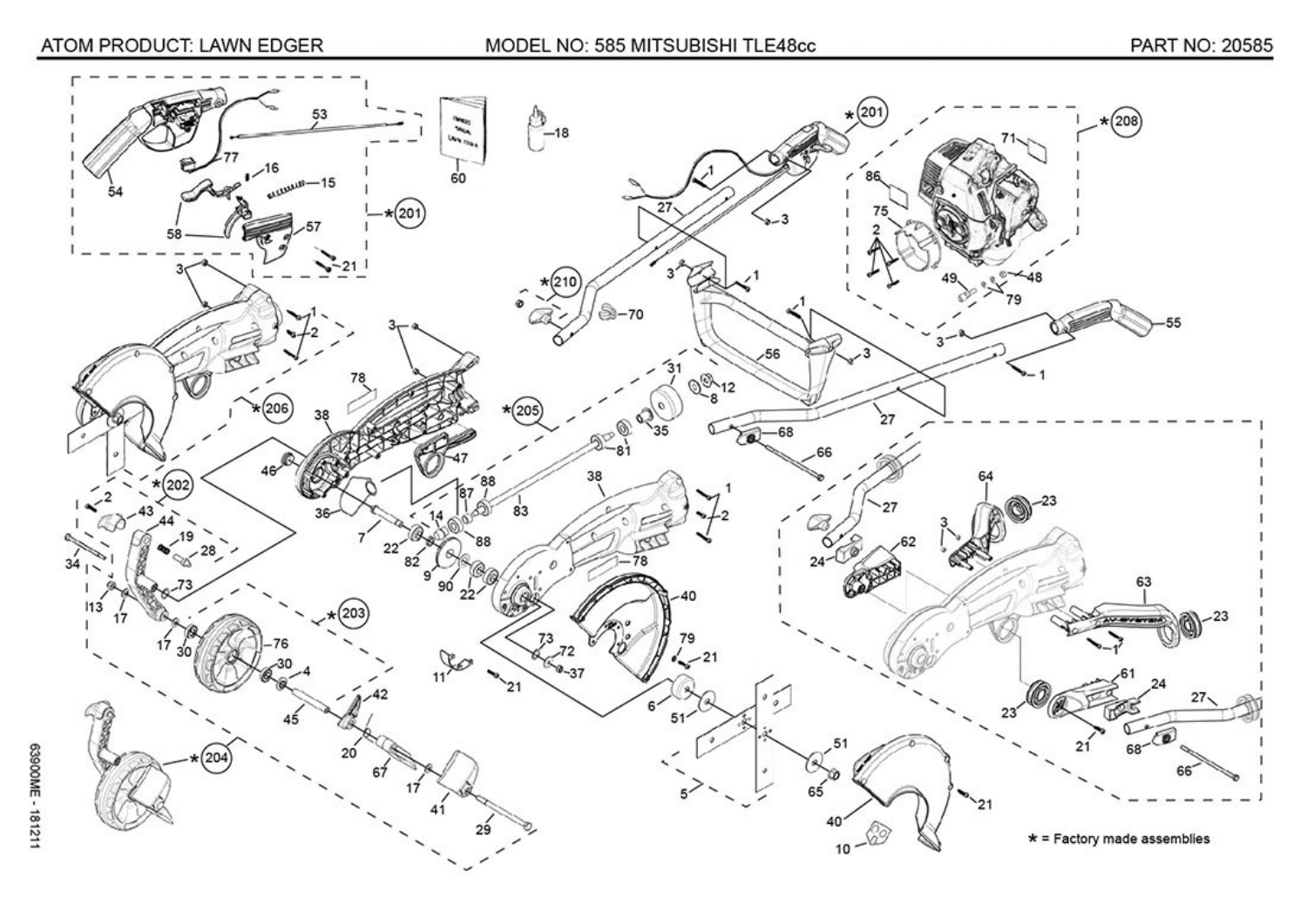ATOM PRODUCT: LAWN EDGER

MODEL NO: 585 MITSUBISHI TLE48cc

PART NO: 20585

* = Factory made assemblies

63900ME - 181211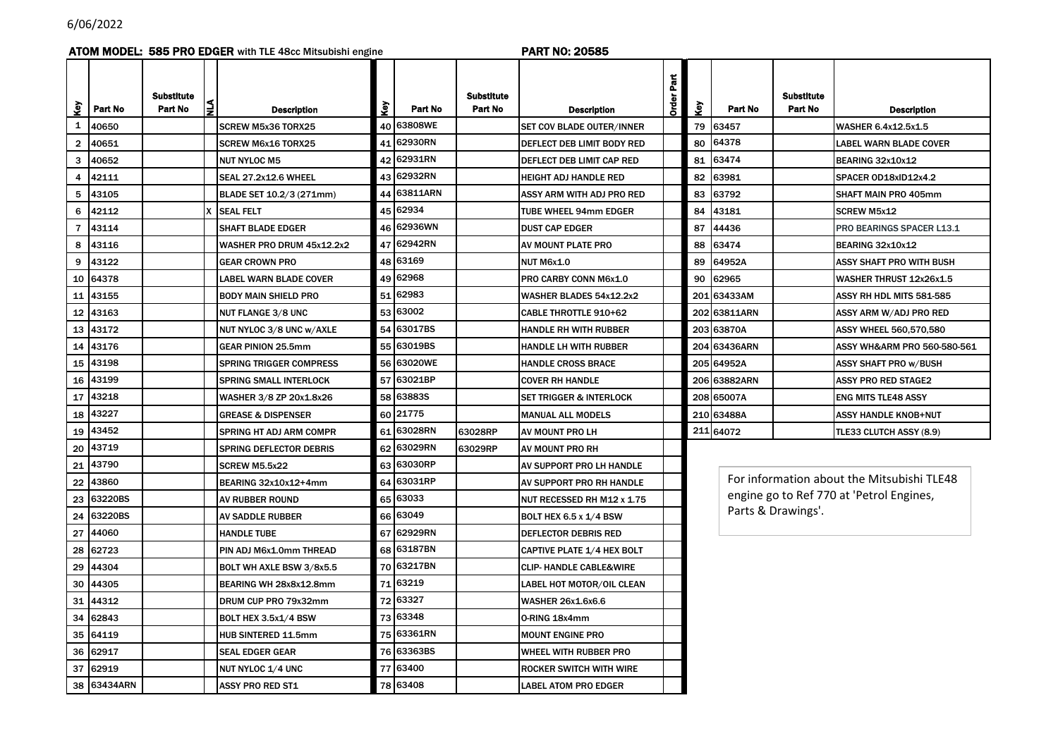6/06/2022

**ATOM MODEL: 585 PRO EDGER** with TLE 48cc Mitsubishi engine **PART NO: 20585**

| Key | Part No | Substitute Part No | NLA | Description | Key | Part No | Substitute Part No | Description | Order Part | Key | Part No | Substitute Part No | Description |
|---|---|---|---|---|---|---|---|---|---|---|---|---|---|
| 1 | 40650 | | | SCREW M5x36 TORX25 | 40 | 63808WE | | SET COV BLADE OUTER/INNER | | 79 | 63457 | | WASHER 6.4x12.5x1.5 |
| 2 | 40651 | | | SCREW M6x16 TORX25 | 41 | 62930RN | | DEFLECT DEB LIMIT BODY RED | | 80 | 64378 | | LABEL WARN BLADE COVER |
| 3 | 40652 | | | NUT NYLOC M5 | 42 | 62931RN | | DEFLECT DEB LIMIT CAP RED | | 81 | 63474 | | BEARING 32x10x12 |
| 4 | 42111 | | | SEAL 27.2x12.6 WHEEL | 43 | 62932RN | | HEIGHT ADJ HANDLE RED | | 82 | 63981 | | SPACER OD18xID12x4.2 |
| 5 | 43105 | | | BLADE SET 10.2/3 (271mm) | 44 | 63811ARN | | ASSY ARM WITH ADJ PRO RED | | 83 | 63792 | | SHAFT MAIN PRO 405mm |
| 6 | 42112 | | X | SEAL FELT | 45 | 62934 | | TUBE WHEEL 94mm EDGER | | 84 | 43181 | | SCREW M5x12 |
| 7 | 43114 | | | SHAFT BLADE EDGER | 46 | 62936WN | | DUST CAP EDGER | | 87 | 44436 | | PRO BEARINGS SPACER L13.1 |
| 8 | 43116 | | | WASHER PRO DRUM 45x12.2x2 | 47 | 62942RN | | AV MOUNT PLATE PRO | | 88 | 63474 | | BEARING 32x10x12 |
| 9 | 43122 | | | GEAR CROWN PRO | 48 | 63169 | | NUT M6x1.0 | | 89 | 64952A | | ASSY SHAFT PRO WITH BUSH |
| 10 | 64378 | | | LABEL WARN BLADE COVER | 49 | 62968 | | PRO CARBY CONN M6x1.0 | | 90 | 62965 | | WASHER THRUST 12x26x1.5 |
| 11 | 43155 | | | BODY MAIN SHIELD PRO | 51 | 62983 | | WASHER BLADES 54x12.2x2 | | 201 | 63433AM | | ASSY RH HDL MITS 581-585 |
| 12 | 43163 | | | NUT FLANGE 3/8 UNC | 53 | 63002 | | CABLE THROTTLE 910+62 | | 202 | 63811ARN | | ASSY ARM W/ADJ PRO RED |
| 13 | 43172 | | | NUT NYLOC 3/8 UNC w/AXLE | 54 | 63017BS | | HANDLE RH WITH RUBBER | | 203 | 63870A | | ASSY WHEEL 560,570,580 |
| 14 | 43176 | | | GEAR PINION 25.5mm | 55 | 63019BS | | HANDLE LH WITH RUBBER | | 204 | 63436ARN | | ASSY WH&ARM PRO 560-580-561 |
| 15 | 43198 | | | SPRING TRIGGER COMPRESS | 56 | 63020WE | | HANDLE CROSS BRACE | | 205 | 64952A | | ASSY SHAFT PRO w/BUSH |
| 16 | 43199 | | | SPRING SMALL INTERLOCK | 57 | 63021BP | | COVER RH HANDLE | | 206 | 63882ARN | | ASSY PRO RED STAGE2 |
| 17 | 43218 | | | WASHER 3/8 ZP 20x1.8x26 | 58 | 63883S | | SET TRIGGER & INTERLOCK | | 208 | 65007A | | ENG MITS TLE48 ASSY |
| 18 | 43227 | | | GREASE & DISPENSER | 60 | 21775 | | MANUAL ALL MODELS | | 210 | 63488A | | ASSY HANDLE KNOB+NUT |
| 19 | 43452 | | | SPRING HT ADJ ARM COMPR | 61 | 63028RN | 63028RP | AV MOUNT PRO LH | | 211 | 64072 | | TLE33 CLUTCH ASSY (8.9) |
| 20 | 43719 | | | SPRING DEFLECTOR DEBRIS | 62 | 63029RN | 63029RP | AV MOUNT PRO RH | | | | | |
| 21 | 43790 | | | SCREW M5.5x22 | 63 | 63030RP | | AV SUPPORT PRO LH HANDLE | | | | | |
| 22 | 43860 | | | BEARING 32x10x12+4mm | 64 | 63031RP | | AV SUPPORT PRO RH HANDLE | | | | | |
| 23 | 63220BS | | | AV RUBBER ROUND | 65 | 63033 | | NUT RECESSED RH M12 x 1.75 | | | | | |
| 24 | 63220BS | | | AV SADDLE RUBBER | 66 | 63049 | | BOLT HEX 6.5 x 1/4 BSW | | | | | |
| 27 | 44060 | | | HANDLE TUBE | 67 | 62929RN | | DEFLECTOR DEBRIS RED | | | | | |
| 28 | 62723 | | | PIN ADJ M6x1.0mm THREAD | 68 | 63187BN | | CAPTIVE PLATE 1/4 HEX BOLT | | | | | |
| 29 | 44304 | | | BOLT WH AXLE BSW 3/8x5.5 | 70 | 63217BN | | CLIP- HANDLE CABLE&WIRE | | | | | |
| 30 | 44305 | | | BEARING WH 28x8x12.8mm | 71 | 63219 | | LABEL HOT MOTOR/OIL CLEAN | | | | | |
| 31 | 44312 | | | DRUM CUP PRO 79x32mm | 72 | 63327 | | WASHER 26x1.6x6.6 | | | | | |
| 34 | 62843 | | | BOLT HEX 3.5x1/4 BSW | 73 | 63348 | | O-RING 18x4mm | | | | | |
| 35 | 64119 | | | HUB SINTERED 11.5mm | 75 | 63361RN | | MOUNT ENGINE PRO | | | | | |
| 36 | 62917 | | | SEAL EDGER GEAR | 76 | 63363BS | | WHEEL WITH RUBBER PRO | | | | | |
| 37 | 62919 | | | NUT NYLOC 1/4 UNC | 77 | 63400 | | ROCKER SWITCH WITH WIRE | | | | | |
| 38 | 63434ARN | | | ASSY PRO RED ST1 | 78 | 63408 | | LABEL ATOM PRO EDGER | | | | | |

For information about the Mitsubishi TLE48 engine go to Ref 770 at 'Petrol Engines, Parts & Drawings'.